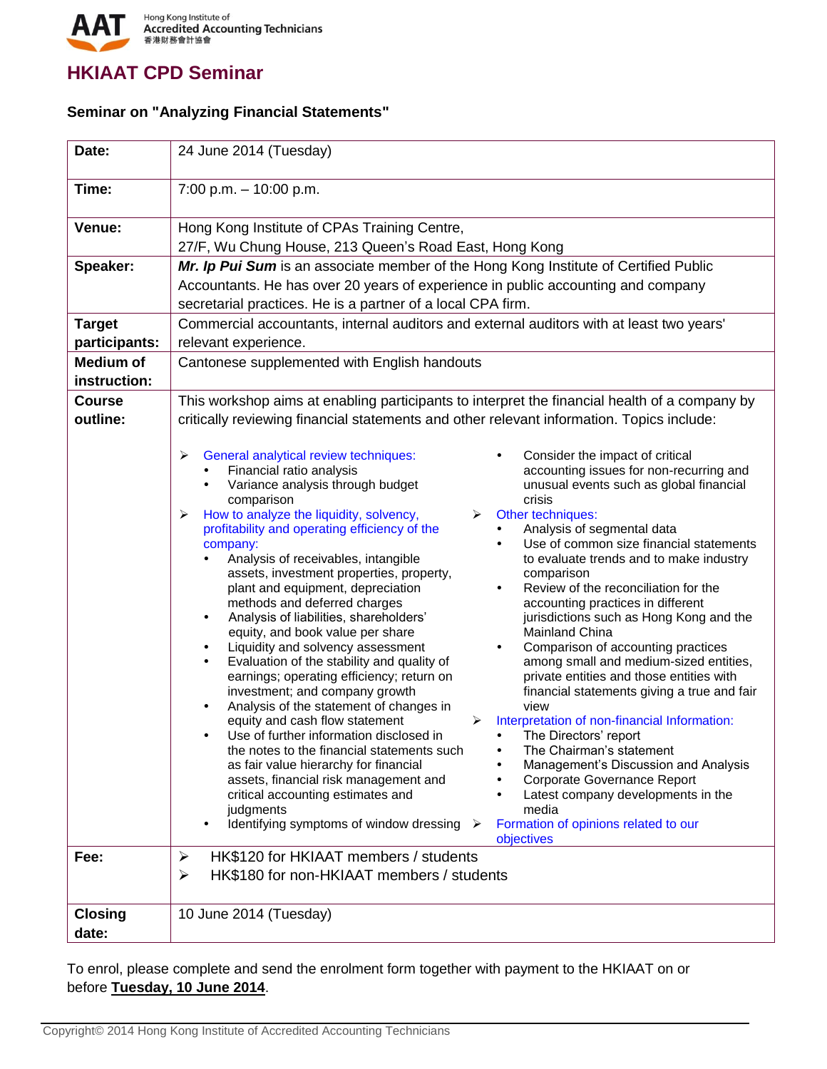Hong Kong Institute of Accredited Accounting Technicians

香港財務會計協會

# HKIAAT CPD Seminar

## Seminar on "Analyzing Financial Statements"

| | |
|---|---|
| **Date:** | 24 June 2014 (Tuesday) |
| **Time:** | 7:00 p.m. – 10:00 p.m. |
| **Venue:** | Hong Kong Institute of CPAs Training Centre, 27/F, Wu Chung House, 213 Queen's Road East, Hong Kong |
| **Speaker:** | ***Mr. Ip Pui Sum*** is an associate member of the Hong Kong Institute of Certified Public Accountants. He has over 20 years of experience in public accounting and company secretarial practices. He is a partner of a local CPA firm. |
| **Target participants:** | Commercial accountants, internal auditors and external auditors with at least two years' relevant experience. |
| **Medium of instruction:** | Cantonese supplemented with English handouts |
| **Course outline:** | This workshop aims at enabling participants to interpret the financial health of a company by critically reviewing financial statements and other relevant information. Topics include: |
| **Fee:** | ➢ HK$120 for HKIAAT members / students<br>➢ HK$180 for non-HKIAAT members / students |
| **Closing date:** | 10 June 2014 (Tuesday) |

**Course outline topics:**

- General analytical review techniques:
  - Financial ratio analysis
  - Variance analysis through budget comparison
- How to analyze the liquidity, solvency, profitability and operating efficiency of the company:
  - Analysis of receivables, intangible assets, investment properties, property, plant and equipment, depreciation methods and deferred charges
  - Analysis of liabilities, shareholders' equity, and book value per share
  - Liquidity and solvency assessment
  - Evaluation of the stability and quality of earnings; operating efficiency; return on investment; and company growth
  - Analysis of the statement of changes in equity and cash flow statement
  - Use of further information disclosed in the notes to the financial statements such as fair value hierarchy for financial assets, financial risk management and critical accounting estimates and judgments
  - Identifying symptoms of window dressing
  - Consider the impact of critical accounting issues for non-recurring and unusual events such as global financial crisis
- Other techniques:
  - Analysis of segmental data
  - Use of common size financial statements to evaluate trends and to make industry comparison
  - Review of the reconciliation for the accounting practices in different jurisdictions such as Hong Kong and the Mainland China
  - Comparison of accounting practices among small and medium-sized entities, private entities and those entities with financial statements giving a true and fair view
- Interpretation of non-financial Information:
  - The Directors' report
  - The Chairman's statement
  - Management's Discussion and Analysis
  - Corporate Governance Report
  - Latest company developments in the media
- Formation of opinions related to our objectives

To enrol, please complete and send the enrolment form together with payment to the HKIAAT on or before **Tuesday, 10 June 2014**.

Copyright© 2014 Hong Kong Institute of Accredited Accounting Technicians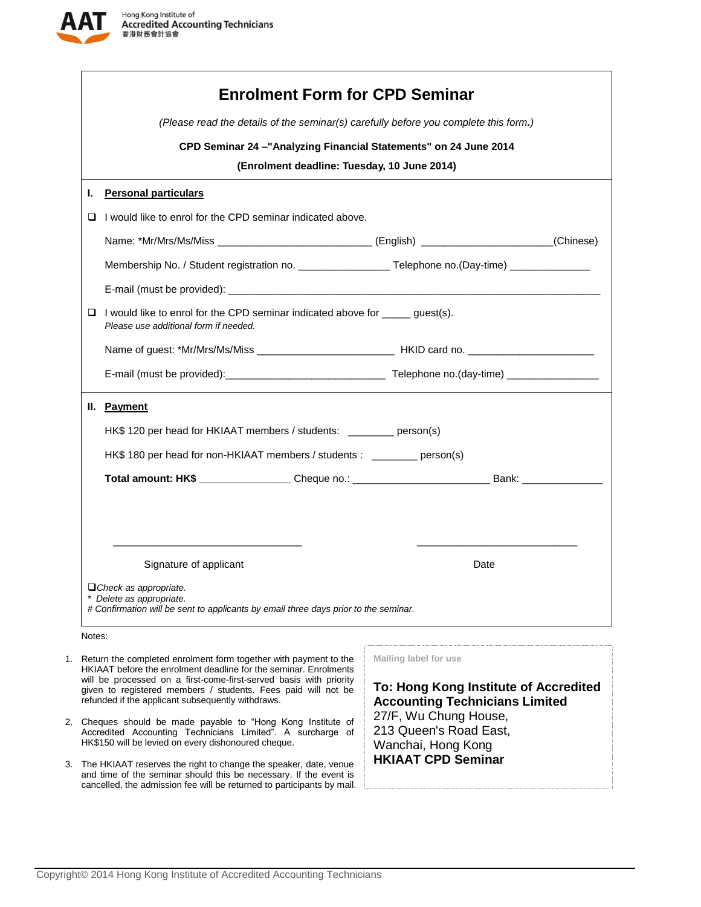Hong Kong Institute of Accredited Accounting Technicians
香港財務會計協會

# Enrolment Form for CPD Seminar

*(Please read the details of the seminar(s) carefully before you complete this form.)*

**CPD Seminar 24 –"Analyzing Financial Statements" on 24 June 2014**

**(Enrolment deadline: Tuesday, 10 June 2014)**

## I. Personal particulars

❑ I would like to enrol for the CPD seminar indicated above.

Name: *Mr/Mrs/Ms/Miss __________________________ (English) ______________________(Chinese)

Membership No. / Student registration no. _______________ Telephone no.(Day-time) _____________

E-mail (must be provided): _______________________________________________________________

❑ I would like to enrol for the CPD seminar indicated above for _____ guest(s).
*Please use additional form if needed.*

Name of guest: *Mr/Mrs/Ms/Miss ________________________ HKID card no. _____________________

E-mail (must be provided):___________________________ Telephone no.(day-time) _______________

## II. Payment

HK$ 120 per head for HKIAAT members / students: ________ person(s)

HK$ 180 per head for non-HKIAAT members / students : ________ person(s)

**Total amount: HK$** _______________ Cheque no.: _______________________ Bank: ______________

________________________________ ___________________________

Signature of applicant Date

❑*Check as appropriate.*
\* *Delete as appropriate.*
*# Confirmation will be sent to applicants by email three days prior to the seminar.*

Notes:

1. Return the completed enrolment form together with payment to the HKIAAT before the enrolment deadline for the seminar. Enrolments will be processed on a first-come-first-served basis with priority given to registered members / students. Fees paid will not be refunded if the applicant subsequently withdraws.
2. Cheques should be made payable to "Hong Kong Institute of Accredited Accounting Technicians Limited". A surcharge of HK$150 will be levied on every dishonoured cheque.
3. The HKIAAT reserves the right to change the speaker, date, venue and time of the seminar should this be necessary. If the event is cancelled, the admission fee will be returned to participants by mail.

Mailing label for use

**To: Hong Kong Institute of Accredited Accounting Technicians Limited**
27/F, Wu Chung House,
213 Queen's Road East,
Wanchai, Hong Kong
**HKIAAT CPD Seminar**

Copyright© 2014 Hong Kong Institute of Accredited Accounting Technicians